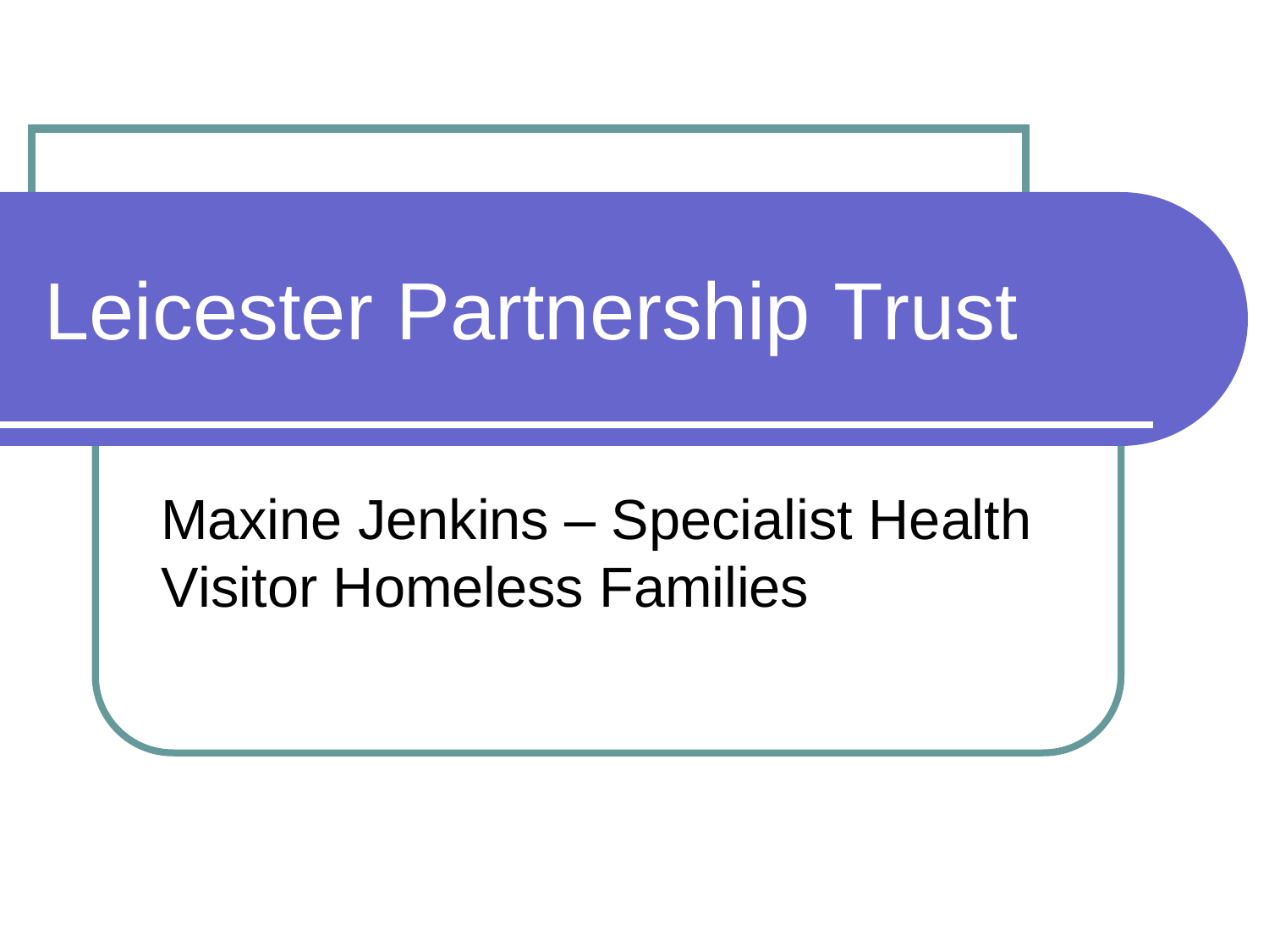# Leicester Partnership Trust

Maxine Jenkins – Specialist Health Visitor Homeless Families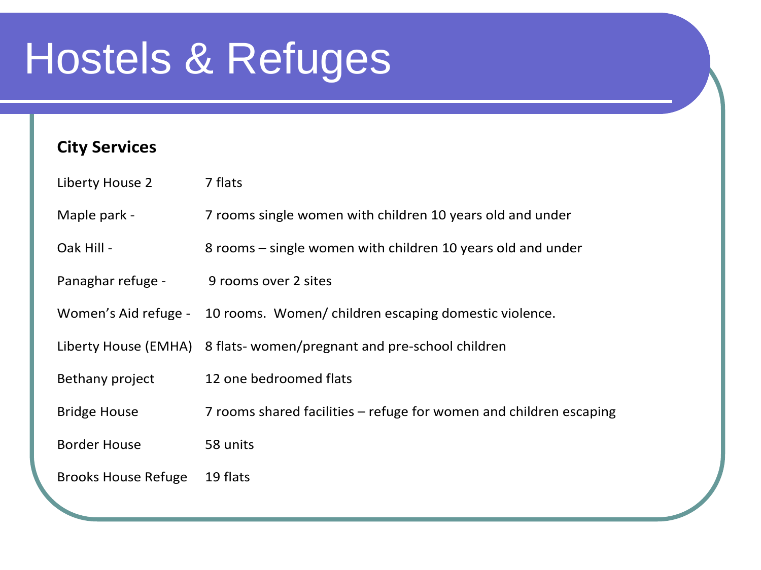# Hostels & Refuges

**City Services**

| | |
|---|---|
| Liberty House 2 | 7 flats |
| Maple park - | 7 rooms single women with children 10 years old and under |
| Oak Hill - | 8 rooms – single women with children 10 years old and under |
| Panaghar refuge - | 9 rooms over 2 sites |
| Women's Aid refuge - | 10 rooms. Women/ children escaping domestic violence. |
| Liberty House (EMHA) | 8 flats- women/pregnant and pre-school children |
| Bethany project | 12 one bedroomed flats |
| Bridge House | 7 rooms shared facilities – refuge for women and children escaping |
| Border House | 58 units |
| Brooks House Refuge | 19 flats |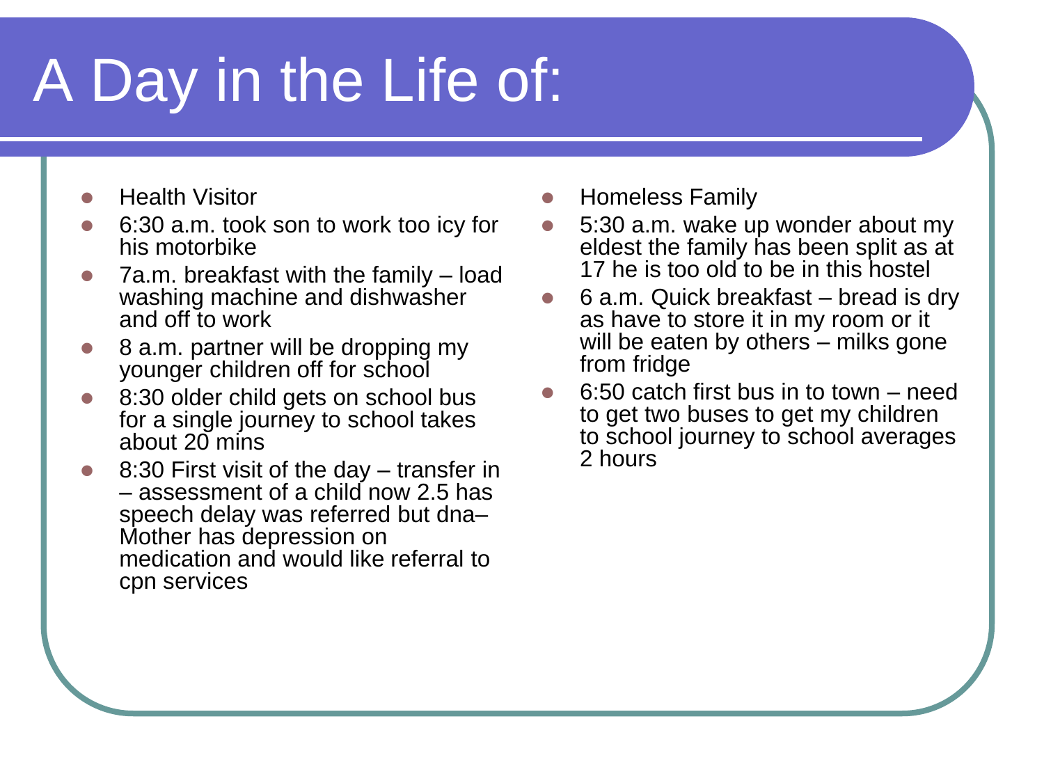# A Day in the Life of:

- Health Visitor
- 6:30 a.m. took son to work too icy for his motorbike
- 7a.m. breakfast with the family – load washing machine and dishwasher and off to work
- 8 a.m. partner will be dropping my younger children off for school
- 8:30 older child gets on school bus for a single journey to school takes about 20 mins
- 8:30 First visit of the day – transfer in – assessment of a child now 2.5 has speech delay was referred but dna– Mother has depression on medication and would like referral to cpn services

- Homeless Family
- 5:30 a.m. wake up wonder about my eldest the family has been split as at 17 he is too old to be in this hostel
- 6 a.m. Quick breakfast – bread is dry as have to store it in my room or it will be eaten by others – milks gone from fridge
- 6:50 catch first bus in to town – need to get two buses to get my children to school journey to school averages 2 hours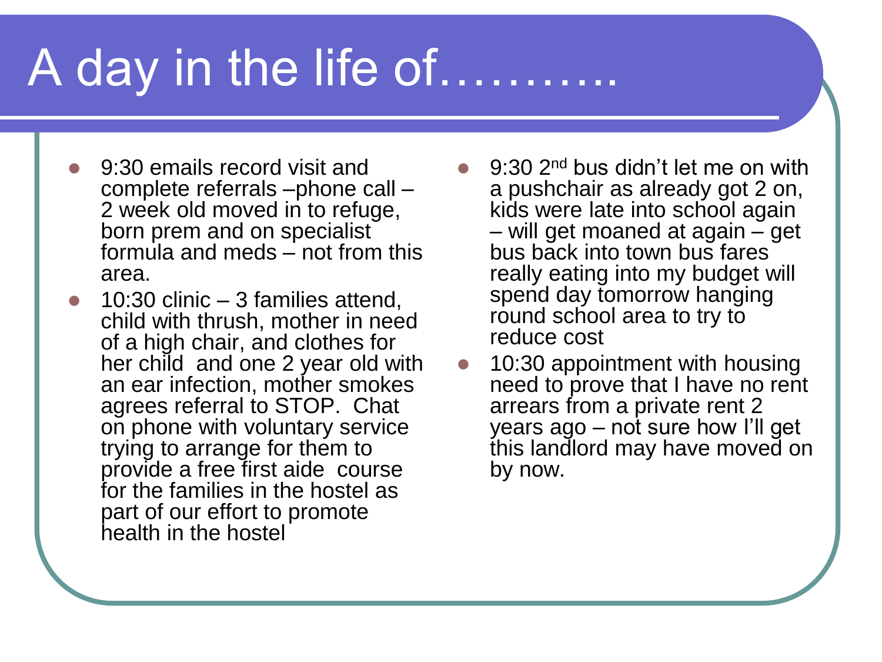# A day in the life of……….

- 9:30 emails record visit and complete referrals –phone call – 2 week old moved in to refuge, born prem and on specialist formula and meds – not from this area.
- 10:30 clinic – 3 families attend, child with thrush, mother in need of a high chair, and clothes for her child and one 2 year old with an ear infection, mother smokes agrees referral to STOP. Chat on phone with voluntary service trying to arrange for them to provide a free first aide course for the families in the hostel as part of our effort to promote health in the hostel

- 9:30 2nd bus didn't let me on with a pushchair as already got 2 on, kids were late into school again – will get moaned at again – get bus back into town bus fares really eating into my budget will spend day tomorrow hanging round school area to try to reduce cost
- 10:30 appointment with housing need to prove that I have no rent arrears from a private rent 2 years ago – not sure how I'll get this landlord may have moved on by now.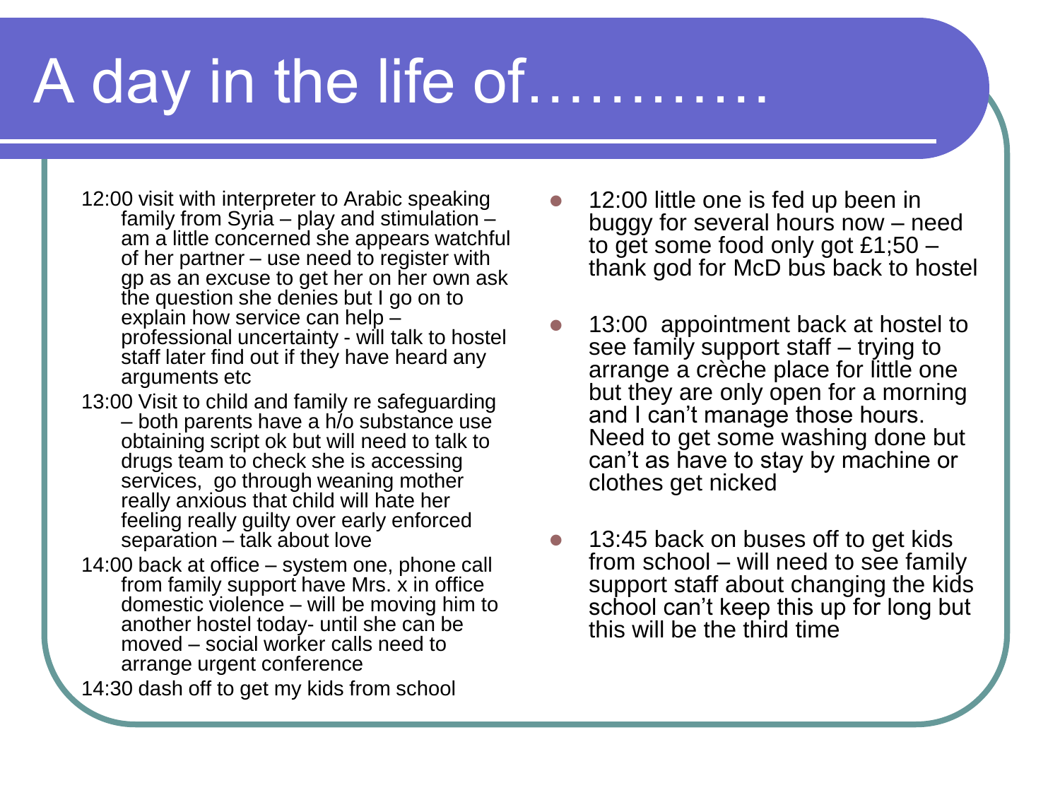# A day in the life of………..

12:00 visit with interpreter to Arabic speaking family from Syria – play and stimulation – am a little concerned she appears watchful of her partner – use need to register with gp as an excuse to get her on her own ask the question she denies but I go on to explain how service can help – professional uncertainty - will talk to hostel staff later find out if they have heard any arguments etc

13:00 Visit to child and family re safeguarding – both parents have a h/o substance use obtaining script ok but will need to talk to drugs team to check she is accessing services, go through weaning mother really anxious that child will hate her feeling really guilty over early enforced separation – talk about love

14:00 back at office – system one, phone call from family support have Mrs. x in office domestic violence – will be moving him to another hostel today- until she can be moved – social worker calls need to arrange urgent conference

14:30 dash off to get my kids from school

- 12:00 little one is fed up been in buggy for several hours now – need to get some food only got £1;50 – thank god for McD bus back to hostel
- 13:00 appointment back at hostel to see family support staff – trying to arrange a crèche place for little one but they are only open for a morning and I can't manage those hours. Need to get some washing done but can't as have to stay by machine or clothes get nicked
- 13:45 back on buses off to get kids from school – will need to see family support staff about changing the kids school can't keep this up for long but this will be the third time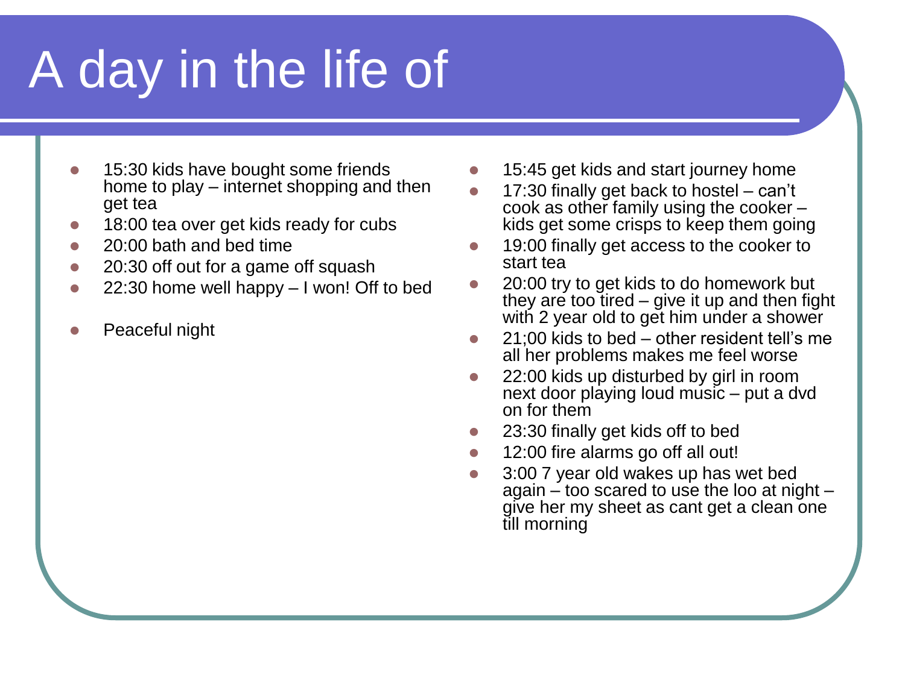# A day in the life of

- 15:30 kids have bought some friends home to play – internet shopping and then get tea
- 18:00 tea over get kids ready for cubs
- 20:00 bath and bed time
- 20:30 off out for a game off squash
- 22:30 home well happy – I won! Off to bed
- Peaceful night

- 15:45 get kids and start journey home
- 17:30 finally get back to hostel – can't cook as other family using the cooker – kids get some crisps to keep them going
- 19:00 finally get access to the cooker to start tea
- 20:00 try to get kids to do homework but they are too tired – give it up and then fight with 2 year old to get him under a shower
- 21;00 kids to bed – other resident tell's me all her problems makes me feel worse
- 22:00 kids up disturbed by girl in room next door playing loud music – put a dvd on for them
- 23:30 finally get kids off to bed
- 12:00 fire alarms go off all out!
- 3:00 7 year old wakes up has wet bed again – too scared to use the loo at night – give her my sheet as cant get a clean one till morning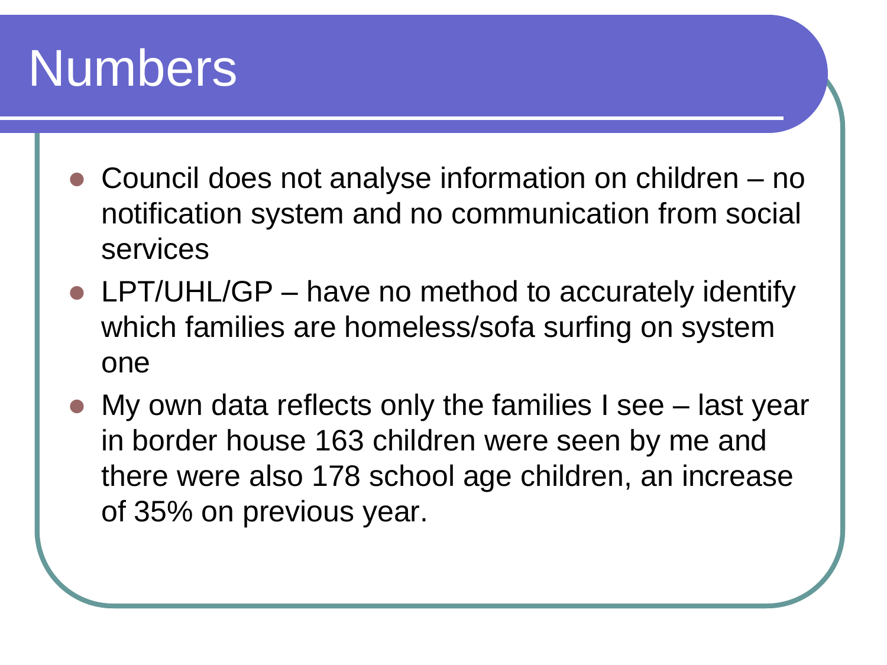# Numbers

- Council does not analyse information on children – no notification system and no communication from social services
- LPT/UHL/GP – have no method to accurately identify which families are homeless/sofa surfing on system one
- My own data reflects only the families I see – last year in border house 163 children were seen by me and there were also 178 school age children, an increase of 35% on previous year.